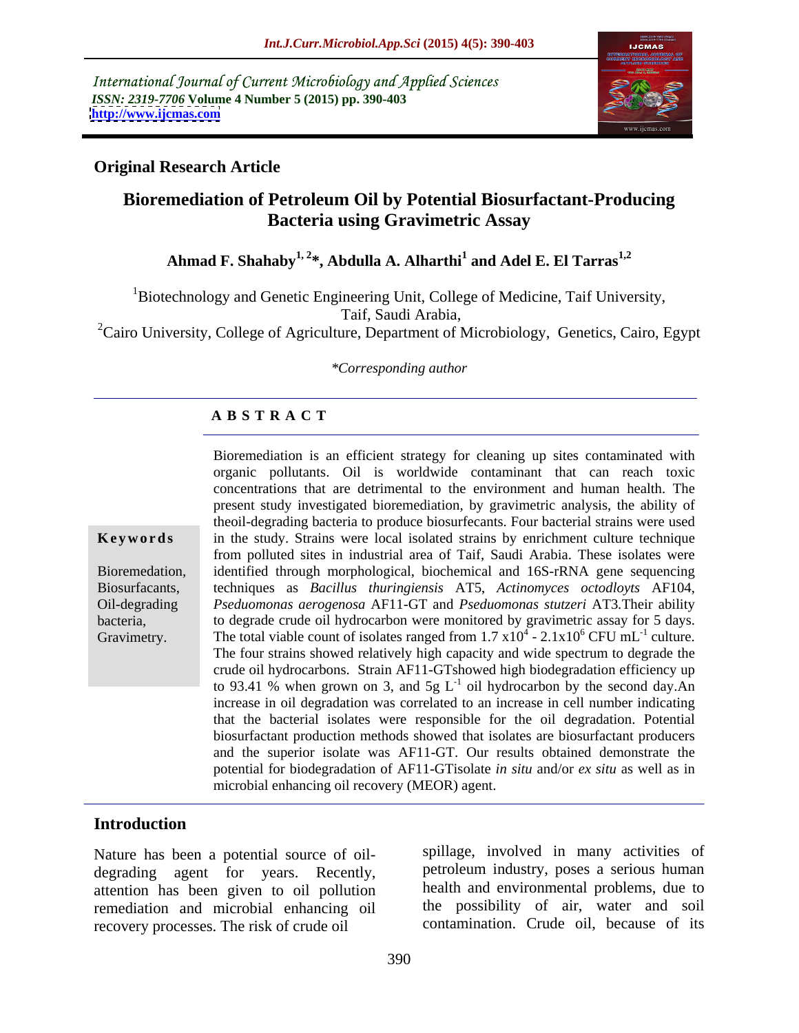International Journal of Current Microbiology and Applied Sciences
*ISSN: 2319-7706* **Volume 4 Number 5 (2015) pp. 390-403**
**http://www.ijcmas.com**

**Original Research Article**

# Bioremediation of Petroleum Oil by Potential Biosurfactant-Producing Bacteria using Gravimetric Assay

**Ahmad F. Shahaby[1, 2]*, Abdulla A. Alharthi[1] and Adel E. El Tarras[1,2]**

[1]Biotechnology and Genetic Engineering Unit, College of Medicine, Taif University, Taif, Saudi Arabia,
[2]Cairo University, College of Agriculture, Department of Microbiology, Genetics, Cairo, Egypt

*\*Corresponding author*

## ABSTRACT

**Keywords**

Bioremedation, Biosurfacants, Oil-degrading bacteria, Gravimetry.

Bioremediation is an efficient strategy for cleaning up sites contaminated with organic pollutants. Oil is worldwide contaminant that can reach toxic concentrations that are detrimental to the environment and human health. The present study investigated bioremediation, by gravimetric analysis, the ability of theoil-degrading bacteria to produce biosurfecants. Four bacterial strains were used in the study. Strains were local isolated strains by enrichment culture technique from polluted sites in industrial area of Taif, Saudi Arabia. These isolates were identified through morphological, biochemical and 16S-rRNA gene sequencing techniques as *Bacillus thuringiensis* AT5, *Actinomyces octodloyts* AF104, *Pseduomonas aerogenosa* AF11-GT and *Pseduomonas stutzeri* AT3.Their ability to degrade crude oil hydrocarbon were monitored by gravimetric assay for 5 days. The total viable count of isolates ranged from $1.7 \times 10^4$ - $2.1 \times 10^6$ CFU $mL^{-1}$ culture. The four strains showed relatively high capacity and wide spectrum to degrade the crude oil hydrocarbons. Strain AF11-GTshowed high biodegradation efficiency up to 93.41 % when grown on 3, and 5g $L^{-1}$ oil hydrocarbon by the second day.An increase in oil degradation was correlated to an increase in cell number indicating that the bacterial isolates were responsible for the oil degradation. Potential biosurfactant production methods showed that isolates are biosurfactant producers and the superior isolate was AF11-GT. Our results obtained demonstrate the potential for biodegradation of AF11-GTisolate *in situ* and/or *ex situ* as well as in microbial enhancing oil recovery (MEOR) agent.

## Introduction

Nature has been a potential source of oil-degrading agent for years. Recently, attention has been given to oil pollution remediation and microbial enhancing oil recovery processes. The risk of crude oil spillage, involved in many activities of petroleum industry, poses a serious human health and environmental problems, due to the possibility of air, water and soil contamination. Crude oil, because of its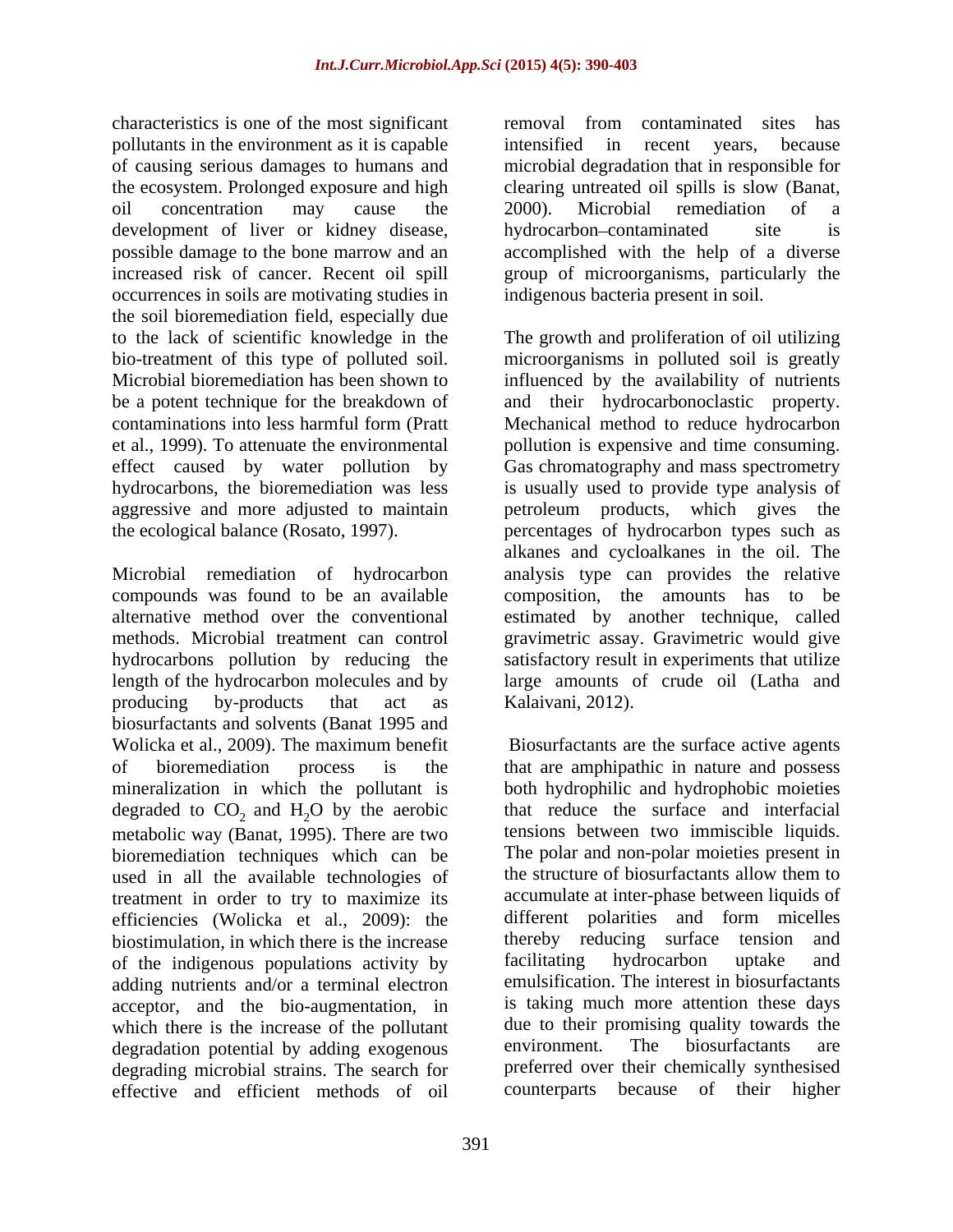characteristics is one of the most significant pollutants in the environment as it is capable of causing serious damages to humans and the ecosystem. Prolonged exposure and high oil concentration may cause the development of liver or kidney disease, possible damage to the bone marrow and an increased risk of cancer. Recent oil spill occurrences in soils are motivating studies in the soil bioremediation field, especially due to the lack of scientific knowledge in the bio-treatment of this type of polluted soil. Microbial bioremediation has been shown to be a potent technique for the breakdown of contaminations into less harmful form (Pratt et al., 1999). To attenuate the environmental effect caused by water pollution by hydrocarbons, the bioremediation was less aggressive and more adjusted to maintain the ecological balance (Rosato, 1997).

Microbial remediation of hydrocarbon compounds was found to be an available alternative method over the conventional methods. Microbial treatment can control hydrocarbons pollution by reducing the length of the hydrocarbon molecules and by producing by-products that act as biosurfactants and solvents (Banat 1995 and Wolicka et al., 2009). The maximum benefit of bioremediation process is the mineralization in which the pollutant is degraded to $CO_2$ and $H_2O$ by the aerobic metabolic way (Banat, 1995). There are two bioremediation techniques which can be used in all the available technologies of treatment in order to try to maximize its efficiencies (Wolicka et al., 2009): the biostimulation, in which there is the increase of the indigenous populations activity by adding nutrients and/or a terminal electron acceptor, and the bio-augmentation, in which there is the increase of the pollutant degradation potential by adding exogenous degrading microbial strains. The search for effective and efficient methods of oil removal from contaminated sites has intensified in recent years, because microbial degradation that in responsible for clearing untreated oil spills is slow (Banat, 2000). Microbial remediation of a hydrocarbon–contaminated site is accomplished with the help of a diverse group of microorganisms, particularly the indigenous bacteria present in soil.

The growth and proliferation of oil utilizing microorganisms in polluted soil is greatly influenced by the availability of nutrients and their hydrocarbonoclastic property. Mechanical method to reduce hydrocarbon pollution is expensive and time consuming. Gas chromatography and mass spectrometry is usually used to provide type analysis of petroleum products, which gives the percentages of hydrocarbon types such as alkanes and cycloalkanes in the oil. The analysis type can provides the relative composition, the amounts has to be estimated by another technique, called gravimetric assay. Gravimetric would give satisfactory result in experiments that utilize large amounts of crude oil (Latha and Kalaivani, 2012).

Biosurfactants are the surface active agents that are amphipathic in nature and possess both hydrophilic and hydrophobic moieties that reduce the surface and interfacial tensions between two immiscible liquids. The polar and non-polar moieties present in the structure of biosurfactants allow them to accumulate at inter-phase between liquids of different polarities and form micelles thereby reducing surface tension and facilitating hydrocarbon uptake and emulsification. The interest in biosurfactants is taking much more attention these days due to their promising quality towards the environment. The biosurfactants are preferred over their chemically synthesised counterparts because of their higher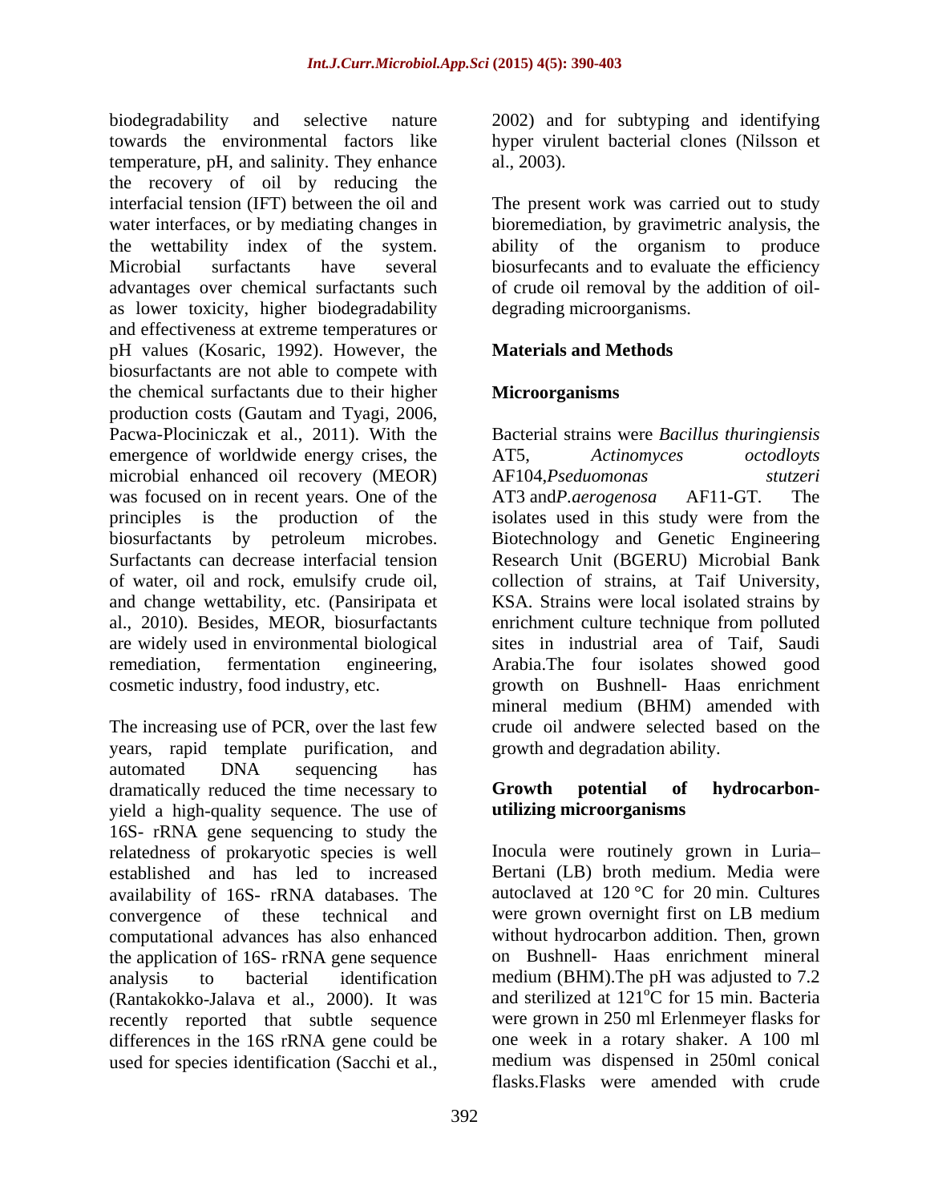biodegradability and selective nature towards the environmental factors like temperature, pH, and salinity. They enhance the recovery of oil by reducing the interfacial tension (IFT) between the oil and water interfaces, or by mediating changes in the wettability index of the system. Microbial surfactants have several advantages over chemical surfactants such as lower toxicity, higher biodegradability and effectiveness at extreme temperatures or pH values (Kosaric, 1992). However, the biosurfactants are not able to compete with the chemical surfactants due to their higher production costs (Gautam and Tyagi, 2006, Pacwa-Plociniczak et al., 2011). With the emergence of worldwide energy crises, the microbial enhanced oil recovery (MEOR) was focused on in recent years. One of the principles is the production of the biosurfactants by petroleum microbes. Surfactants can decrease interfacial tension of water, oil and rock, emulsify crude oil, and change wettability, etc. (Pansiripata et al., 2010). Besides, MEOR, biosurfactants are widely used in environmental biological remediation, fermentation engineering, cosmetic industry, food industry, etc.

The increasing use of PCR, over the last few years, rapid template purification, and automated DNA sequencing has dramatically reduced the time necessary to yield a high-quality sequence. The use of 16S- rRNA gene sequencing to study the relatedness of prokaryotic species is well established and has led to increased availability of 16S- rRNA databases. The convergence of these technical and computational advances has also enhanced the application of 16S- rRNA gene sequence analysis to bacterial identification (Rantakokko-Jalava et al., 2000). It was recently reported that subtle sequence differences in the 16S rRNA gene could be used for species identification (Sacchi et al., 2002) and for subtyping and identifying hyper virulent bacterial clones (Nilsson et al., 2003).

The present work was carried out to study bioremediation, by gravimetric analysis, the ability of the organism to produce biosurfecants and to evaluate the efficiency of crude oil removal by the addition of oil-degrading microorganisms.

## Materials and Methods

### Microorganisms

Bacterial strains were *Bacillus thuringiensis* AT5, *Actinomyces octodloyts* AF104,*Pseduomonas stutzeri* AT3 and*P.aerogenosa* AF11-GT. The isolates used in this study were from the Biotechnology and Genetic Engineering Research Unit (BGERU) Microbial Bank collection of strains, at Taif University, KSA. Strains were local isolated strains by enrichment culture technique from polluted sites in industrial area of Taif, Saudi Arabia.The four isolates showed good growth on Bushnell- Haas enrichment mineral medium (BHM) amended with crude oil andwere selected based on the growth and degradation ability.

### Growth potential of hydrocarbon-utilizing microorganisms

Inocula were routinely grown in Luria–Bertani (LB) broth medium. Media were autoclaved at 120 °C for 20 min. Cultures were grown overnight first on LB medium without hydrocarbon addition. Then, grown on Bushnell- Haas enrichment mineral medium (BHM).The pH was adjusted to 7.2 and sterilized at 121$^{o}$C for 15 min. Bacteria were grown in 250 ml Erlenmeyer flasks for one week in a rotary shaker. A 100 ml medium was dispensed in 250ml conical flasks.Flasks were amended with crude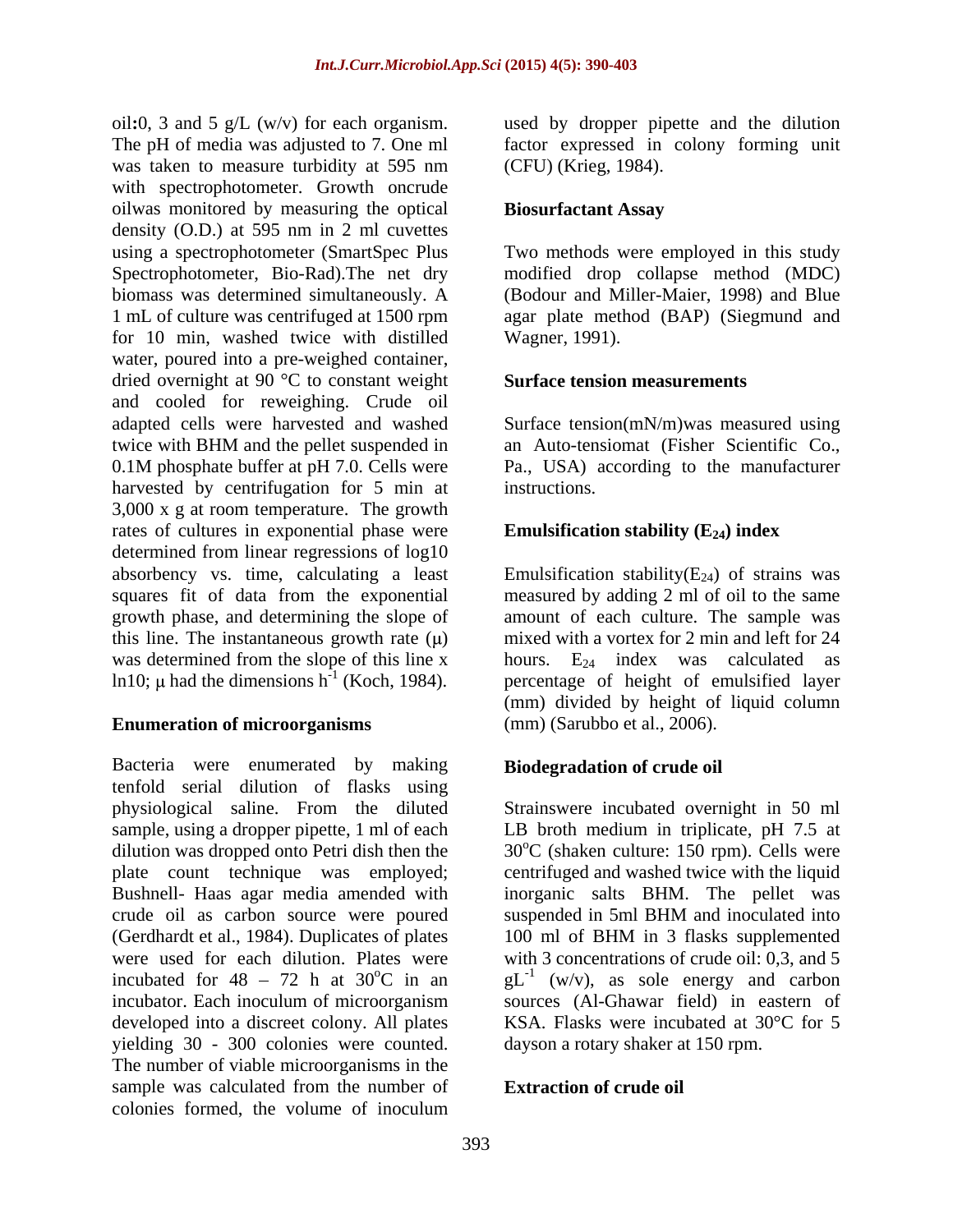oil:0, 3 and 5 g/L (w/v) for each organism. The pH of media was adjusted to 7. One ml was taken to measure turbidity at 595 nm with spectrophotometer. Growth oncrude oilwas monitored by measuring the optical density (O.D.) at 595 nm in 2 ml cuvettes using a spectrophotometer (SmartSpec Plus Spectrophotometer, Bio-Rad).The net dry biomass was determined simultaneously. A 1 mL of culture was centrifuged at 1500 rpm for 10 min, washed twice with distilled water, poured into a pre-weighed container, dried overnight at 90 °C to constant weight and cooled for reweighing. Crude oil adapted cells were harvested and washed twice with BHM and the pellet suspended in 0.1M phosphate buffer at pH 7.0. Cells were harvested by centrifugation for 5 min at 3,000 x g at room temperature. The growth rates of cultures in exponential phase were determined from linear regressions of log10 absorbency vs. time, calculating a least squares fit of data from the exponential growth phase, and determining the slope of this line. The instantaneous growth rate (μ) was determined from the slope of this line x ln10; μ had the dimensions $h^{-1}$ (Koch, 1984).

## Enumeration of microorganisms

Bacteria were enumerated by making tenfold serial dilution of flasks using physiological saline. From the diluted sample, using a dropper pipette, 1 ml of each dilution was dropped onto Petri dish then the plate count technique was employed; Bushnell- Haas agar media amended with crude oil as carbon source were poured (Gerdhardt et al., 1984). Duplicates of plates were used for each dilution. Plates were incubated for 48 – 72 h at 30$^{o}$C in an incubator. Each inoculum of microorganism developed into a discreet colony. All plates yielding 30 - 300 colonies were counted. The number of viable microorganisms in the sample was calculated from the number of colonies formed, the volume of inoculum used by dropper pipette and the dilution factor expressed in colony forming unit (CFU) (Krieg, 1984).

## Biosurfactant Assay

Two methods were employed in this study modified drop collapse method (MDC) (Bodour and Miller-Maier, 1998) and Blue agar plate method (BAP) (Siegmund and Wagner, 1991).

## Surface tension measurements

Surface tension(mN/m)was measured using an Auto-tensiomat (Fisher Scientific Co., Pa., USA) according to the manufacturer instructions.

## Emulsification stability ($E_{24}$) index

Emulsification stability($E_{24}$) of strains was measured by adding 2 ml of oil to the same amount of each culture. The sample was mixed with a vortex for 2 min and left for 24 hours. $E_{24}$ index was calculated as percentage of height of emulsified layer (mm) divided by height of liquid column (mm) (Sarubbo et al., 2006).

## Biodegradation of crude oil

Strainswere incubated overnight in 50 ml LB broth medium in triplicate, pH 7.5 at 30$^{o}$C (shaken culture: 150 rpm). Cells were centrifuged and washed twice with the liquid inorganic salts BHM. The pellet was suspended in 5ml BHM and inoculated into 100 ml of BHM in 3 flasks supplemented with 3 concentrations of crude oil: 0,3, and 5 $gL^{-1}$ (w/v), as sole energy and carbon sources (Al-Ghawar field) in eastern of KSA. Flasks were incubated at 30°C for 5 dayson a rotary shaker at 150 rpm.

## Extraction of crude oil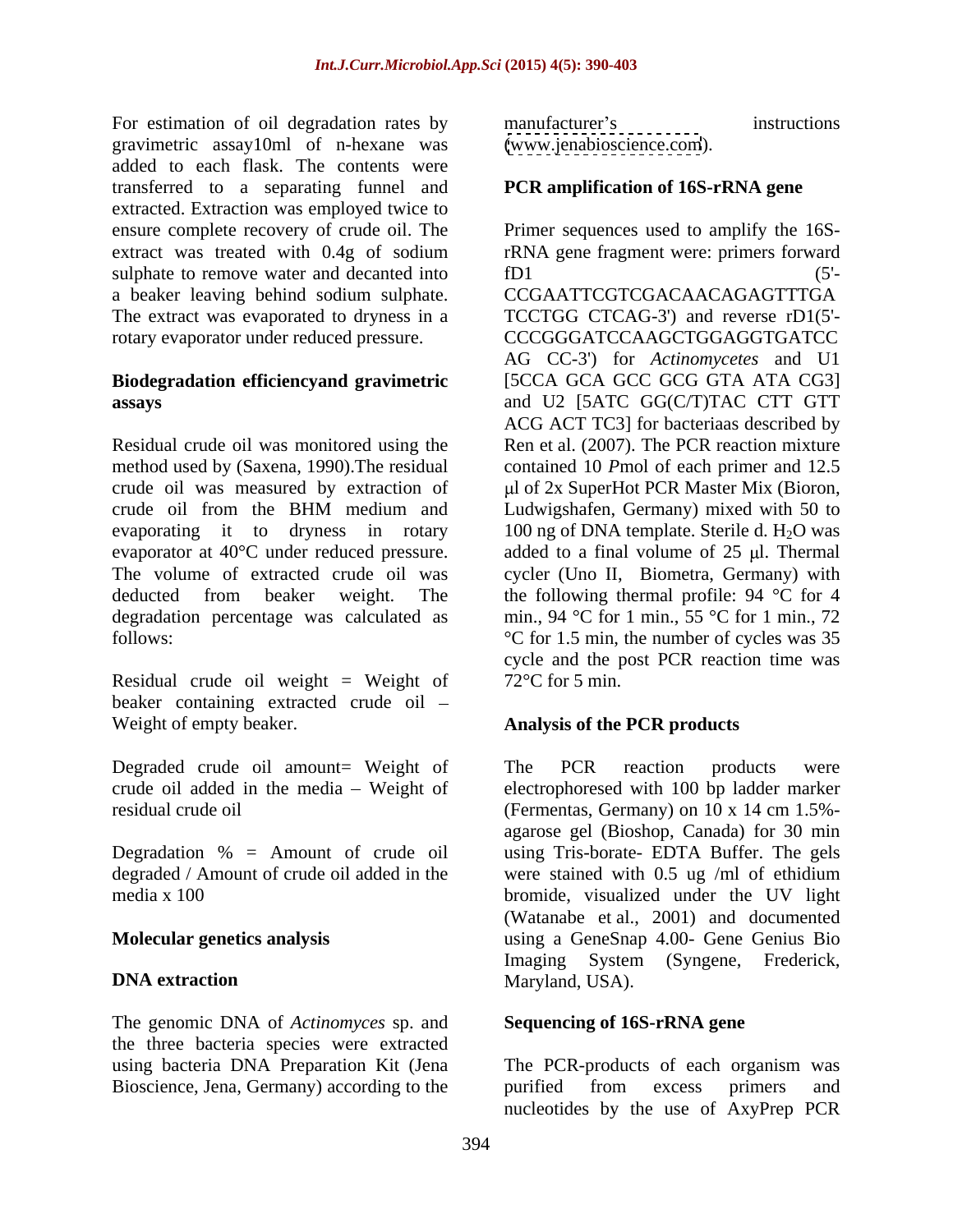For estimation of oil degradation rates by gravimetric assay10ml of n-hexane was added to each flask. The contents were transferred to a separating funnel and extracted. Extraction was employed twice to ensure complete recovery of crude oil. The extract was treated with 0.4g of sodium sulphate to remove water and decanted into a beaker leaving behind sodium sulphate. The extract was evaporated to dryness in a rotary evaporator under reduced pressure.

**Biodegradation efficiencyand gravimetric assays**

Residual crude oil was monitored using the method used by (Saxena, 1990).The residual crude oil was measured by extraction of crude oil from the BHM medium and evaporating it to dryness in rotary evaporator at 40°C under reduced pressure. The volume of extracted crude oil was deducted from beaker weight. The degradation percentage was calculated as follows:

Residual crude oil weight = Weight of beaker containing extracted crude oil – Weight of empty beaker.

Degraded crude oil amount= Weight of crude oil added in the media – Weight of residual crude oil

Degradation % = Amount of crude oil degraded / Amount of crude oil added in the media x 100

**Molecular genetics analysis**

**DNA extraction**

The genomic DNA of *Actinomyces* sp. and the three bacteria species were extracted using bacteria DNA Preparation Kit (Jena Bioscience, Jena, Germany) according to the manufacturer's instructions (www.jenabioscience.com).

**PCR amplification of 16S-rRNA gene**

Primer sequences used to amplify the 16S-rRNA gene fragment were: primers forward fD1 (5'-CCGAATTCGTCGACAACAGAGTTTGA TCCTGG CTCAG-3') and reverse rD1(5'-CCCGGGATCCAAGCTGGAGGTGATCC AG CC-3') for *Actinomycetes* and U1 [5CCA GCA GCC GCG GTA ATA CG3] and U2 [5ATC GG(C/T)TAC CTT GTT ACG ACT TC3] for bacteriaas described by Ren et al. (2007). The PCR reaction mixture contained 10 *P*mol of each primer and 12.5 µl of 2x SuperHot PCR Master Mix (Bioron, Ludwigshafen, Germany) mixed with 50 to 100 ng of DNA template. Sterile d. $H_2O$ was added to a final volume of 25 µl. Thermal cycler (Uno II, Biometra, Germany) with the following thermal profile: 94 °C for 4 min., 94 °C for 1 min., 55 °C for 1 min., 72 °C for 1.5 min, the number of cycles was 35 cycle and the post PCR reaction time was 72°C for 5 min.

**Analysis of the PCR products**

The PCR reaction products were electrophoresed with 100 bp ladder marker (Fermentas, Germany) on 10 x 14 cm 1.5%-agarose gel (Bioshop, Canada) for 30 min using Tris-borate- EDTA Buffer. The gels were stained with 0.5 ug /ml of ethidium bromide, visualized under the UV light (Watanabe et al., 2001) and documented using a GeneSnap 4.00- Gene Genius Bio Imaging System (Syngene, Frederick, Maryland, USA).

**Sequencing of 16S-rRNA gene**

The PCR-products of each organism was purified from excess primers and nucleotides by the use of AxyPrep PCR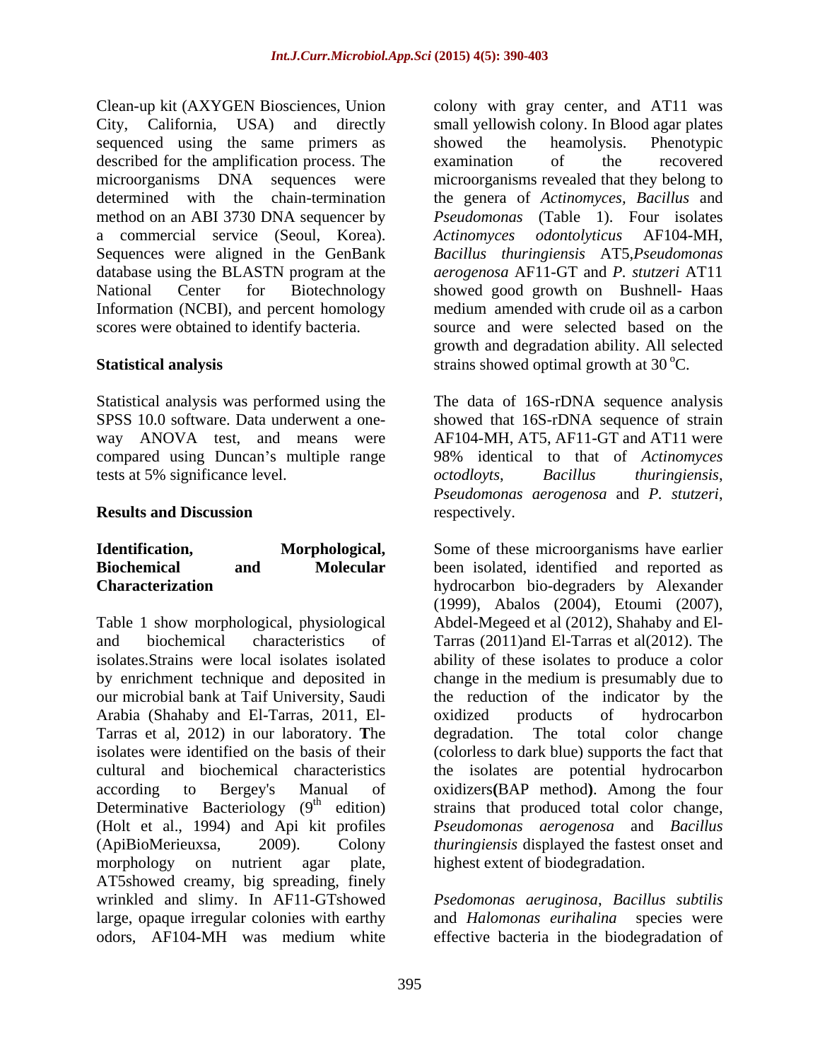Clean-up kit (AXYGEN Biosciences, Union City, California, USA) and directly sequenced using the same primers as described for the amplification process. The microorganisms DNA sequences were determined with the chain-termination method on an ABI 3730 DNA sequencer by a commercial service (Seoul, Korea). Sequences were aligned in the GenBank database using the BLASTN program at the National Center for Biotechnology Information (NCBI), and percent homology scores were obtained to identify bacteria.

**Statistical analysis**

Statistical analysis was performed using the SPSS 10.0 software. Data underwent a one-way ANOVA test, and means were compared using Duncan's multiple range tests at 5% significance level.

**Results and Discussion**

**Identification, Morphological, Biochemical and Molecular Characterization**

Table 1 show morphological, physiological and biochemical characteristics of isolates.Strains were local isolates isolated by enrichment technique and deposited in our microbial bank at Taif University, Saudi Arabia (Shahaby and El-Tarras, 2011, El-Tarras et al, 2012) in our laboratory. **T**he isolates were identified on the basis of their cultural and biochemical characteristics according to Bergey's Manual of Determinative Bacteriology ($9^{th}$ edition) (Holt et al., 1994) and Api kit profiles (ApiBioMerieuxsa, 2009). Colony morphology on nutrient agar plate, AT5showed creamy, big spreading, finely wrinkled and slimy. In AF11-GTshowed large, opaque irregular colonies with earthy odors, AF104-MH was medium white colony with gray center, and AT11 was small yellowish colony. In Blood agar plates showed the heamolysis. Phenotypic examination of the recovered microorganisms revealed that they belong to the genera of *Actinomyces, Bacillus* and *Pseudomonas* (Table 1). Four isolates *Actinomyces odontolyticus* AF104-MH, *Bacillus thuringiensis* AT5,*Pseudomonas aerogenosa* AF11-GT and *P. stutzeri* AT11 showed good growth on Bushnell- Haas medium amended with crude oil as a carbon source and were selected based on the growth and degradation ability. All selected strains showed optimal growth at 30 $^{o}$C.

The data of 16S-rDNA sequence analysis showed that 16S-rDNA sequence of strain AF104-MH, AT5, AF11-GT and AT11 were 98% identical to that of *Actinomyces octodloyts*, *Bacillus thuringiensis*, *Pseudomonas aerogenosa* and *P. stutzeri*, respectively.

Some of these microorganisms have earlier been isolated, identified and reported as hydrocarbon bio-degraders by Alexander (1999), Abalos (2004), Etoumi (2007), Abdel-Megeed et al (2012), Shahaby and El-Tarras (2011)and El-Tarras et al(2012). The ability of these isolates to produce a color change in the medium is presumably due to the reduction of the indicator by the oxidized products of hydrocarbon degradation. The total color change (colorless to dark blue) supports the fact that the isolates are potential hydrocarbon oxidizers**(**BAP method**)**. Among the four strains that produced total color change, *Pseudomonas aerogenosa* and *Bacillus thuringiensis* displayed the fastest onset and highest extent of biodegradation.

*Psedomonas aeruginosa*, *Bacillus subtilis* and *Halomonas eurihalina* species were effective bacteria in the biodegradation of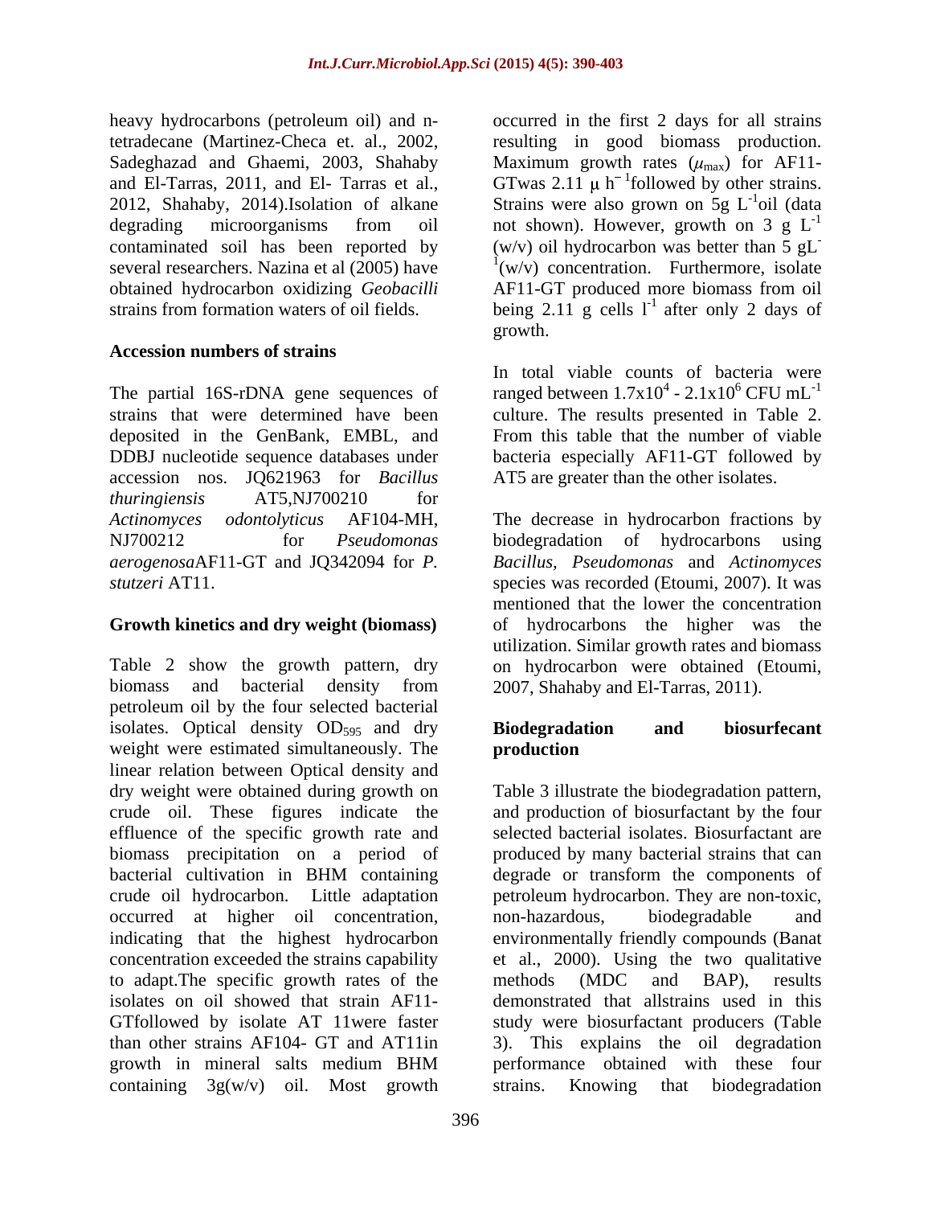heavy hydrocarbons (petroleum oil) and n-tetradecane (Martinez-Checa et. al., 2002, Sadeghazad and Ghaemi, 2003, Shahaby and El-Tarras, 2011, and El- Tarras et al., 2012, Shahaby, 2014).Isolation of alkane degrading microorganisms from oil contaminated soil has been reported by several researchers. Nazina et al (2005) have obtained hydrocarbon oxidizing *Geobacilli* strains from formation waters of oil fields.

## Accession numbers of strains

The partial 16S-rDNA gene sequences of strains that were determined have been deposited in the GenBank, EMBL, and DDBJ nucleotide sequence databases under accession nos. JQ621963 for *Bacillus thuringiensis* AT5,NJ700210 for *Actinomyces odontolyticus* AF104-MH, NJ700212 for *Pseudomonas aerogenosa*AF11-GT and JQ342094 for *P. stutzeri* AT11.

## Growth kinetics and dry weight (biomass)

Table 2 show the growth pattern, dry biomass and bacterial density from petroleum oil by the four selected bacterial isolates. Optical density $OD_{595}$ and dry weight were estimated simultaneously. The linear relation between Optical density and dry weight were obtained during growth on crude oil. These figures indicate the effluence of the specific growth rate and biomass precipitation on a period of bacterial cultivation in BHM containing crude oil hydrocarbon. Little adaptation occurred at higher oil concentration, indicating that the highest hydrocarbon concentration exceeded the strains capability to adapt.The specific growth rates of the isolates on oil showed that strain AF11-GTfollowed by isolate AT 11were faster than other strains AF104- GT and AT11in growth in mineral salts medium BHM containing 3g(w/v) oil. Most growth occurred in the first 2 days for all strains resulting in good biomass production. Maximum growth rates ($\mu_{max}$) for AF11-GTwas 2.11 $\mu$ $h^{-1}$followed by other strains. Strains were also grown on 5g $L^{-1}$oil (data not shown). However, growth on 3 g $L^{-1}$ (w/v) oil hydrocarbon was better than 5 $gL^{-1}$(w/v) concentration. Furthermore, isolate AF11-GT produced more biomass from oil being 2.11 g cells $l^{-1}$ after only 2 days of growth.

In total viable counts of bacteria were ranged between $1.7x10^4$ - $2.1x10^6$ CFU $mL^{-1}$ culture. The results presented in Table 2. From this table that the number of viable bacteria especially AF11-GT followed by AT5 are greater than the other isolates.

The decrease in hydrocarbon fractions by biodegradation of hydrocarbons using *Bacillus, Pseudomonas* and *Actinomyces* species was recorded (Etoumi, 2007). It was mentioned that the lower the concentration of hydrocarbons the higher was the utilization. Similar growth rates and biomass on hydrocarbon were obtained (Etoumi, 2007, Shahaby and El-Tarras, 2011).

## Biodegradation and biosurfecant production

Table 3 illustrate the biodegradation pattern, and production of biosurfactant by the four selected bacterial isolates. Biosurfactant are produced by many bacterial strains that can degrade or transform the components of petroleum hydrocarbon. They are non-toxic, non-hazardous, biodegradable and environmentally friendly compounds (Banat et al., 2000). Using the two qualitative methods (MDC and BAP), results demonstrated that allstrains used in this study were biosurfactant producers (Table 3). This explains the oil degradation performance obtained with these four strains. Knowing that biodegradation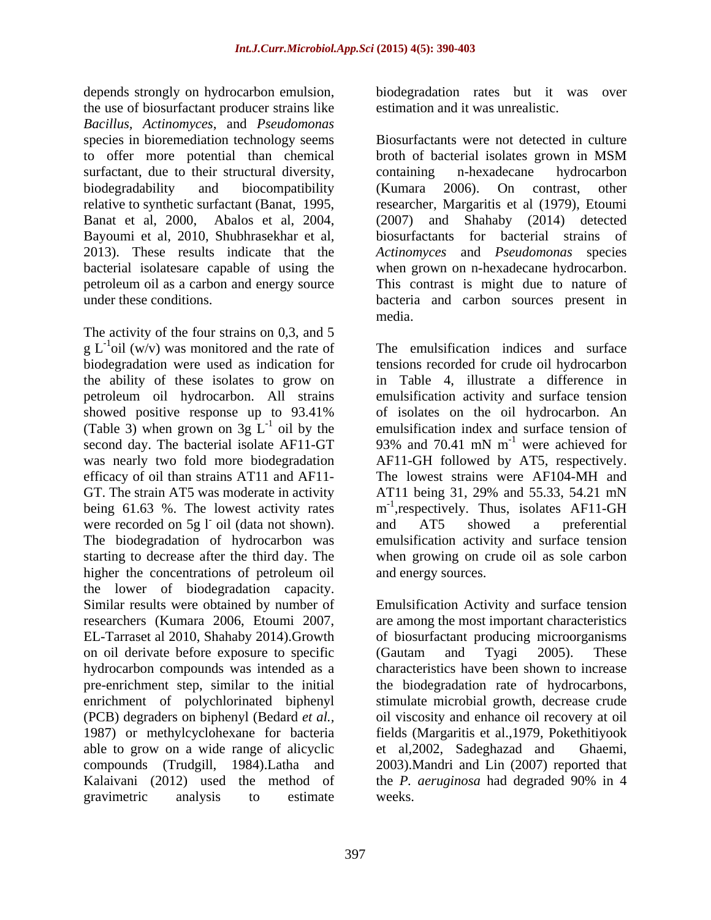depends strongly on hydrocarbon emulsion, the use of biosurfactant producer strains like *Bacillus*, *Actinomyces*, and *Pseudomonas* species in bioremediation technology seems to offer more potential than chemical surfactant, due to their structural diversity, biodegradability and biocompatibility relative to synthetic surfactant (Banat, 1995, Banat et al, 2000, Abalos et al, 2004, Bayoumi et al, 2010, Shubhrasekhar et al, 2013). These results indicate that the bacterial isolatesare capable of using the petroleum oil as a carbon and energy source under these conditions.

The activity of the four strains on 0,3, and 5 g $L^{-1}$oil (w/v) was monitored and the rate of biodegradation were used as indication for the ability of these isolates to grow on petroleum oil hydrocarbon. All strains showed positive response up to 93.41% (Table 3) when grown on 3g $L^{-1}$ oil by the second day. The bacterial isolate AF11-GT was nearly two fold more biodegradation efficacy of oil than strains AT11 and AF11-GT. The strain AT5 was moderate in activity being 61.63 %. The lowest activity rates were recorded on 5g $l^{-}$ oil (data not shown). The biodegradation of hydrocarbon was starting to decrease after the third day. The higher the concentrations of petroleum oil the lower of biodegradation capacity. Similar results were obtained by number of researchers (Kumara 2006, Etoumi 2007, EL-Tarraset al 2010, Shahaby 2014).Growth on oil derivate before exposure to specific hydrocarbon compounds was intended as a pre-enrichment step, similar to the initial enrichment of polychlorinated biphenyl (PCB) degraders on biphenyl (Bedard *et al.,* 1987) or methylcyclohexane for bacteria able to grow on a wide range of alicyclic compounds (Trudgill, 1984).Latha and Kalaivani (2012) used the method of gravimetric analysis to estimate biodegradation rates but it was over estimation and it was unrealistic.

Biosurfactants were not detected in culture broth of bacterial isolates grown in MSM containing n-hexadecane hydrocarbon (Kumara 2006). On contrast, other researcher, Margaritis et al (1979), Etoumi (2007) and Shahaby (2014) detected biosurfactants for bacterial strains of *Actinomyces* and *Pseudomonas* species when grown on n-hexadecane hydrocarbon. This contrast is might due to nature of bacteria and carbon sources present in media.

The emulsification indices and surface tensions recorded for crude oil hydrocarbon in Table 4, illustrate a difference in emulsification activity and surface tension of isolates on the oil hydrocarbon. An emulsification index and surface tension of 93% and 70.41 mN $m^{-1}$ were achieved for AF11-GH followed by AT5, respectively. The lowest strains were AF104-MH and AT11 being 31, 29% and 55.33, 54.21 mN $m^{-1}$,respectively. Thus, isolates AF11-GH and AT5 showed a preferential emulsification activity and surface tension when growing on crude oil as sole carbon and energy sources.

Emulsification Activity and surface tension are among the most important characteristics of biosurfactant producing microorganisms (Gautam and Tyagi 2005). These characteristics have been shown to increase the biodegradation rate of hydrocarbons, stimulate microbial growth, decrease crude oil viscosity and enhance oil recovery at oil fields (Margaritis et al.,1979, Pokethitiyook et al,2002, Sadeghazad and Ghaemi, 2003).Mandri and Lin (2007) reported that the *P. aeruginosa* had degraded 90% in 4 weeks.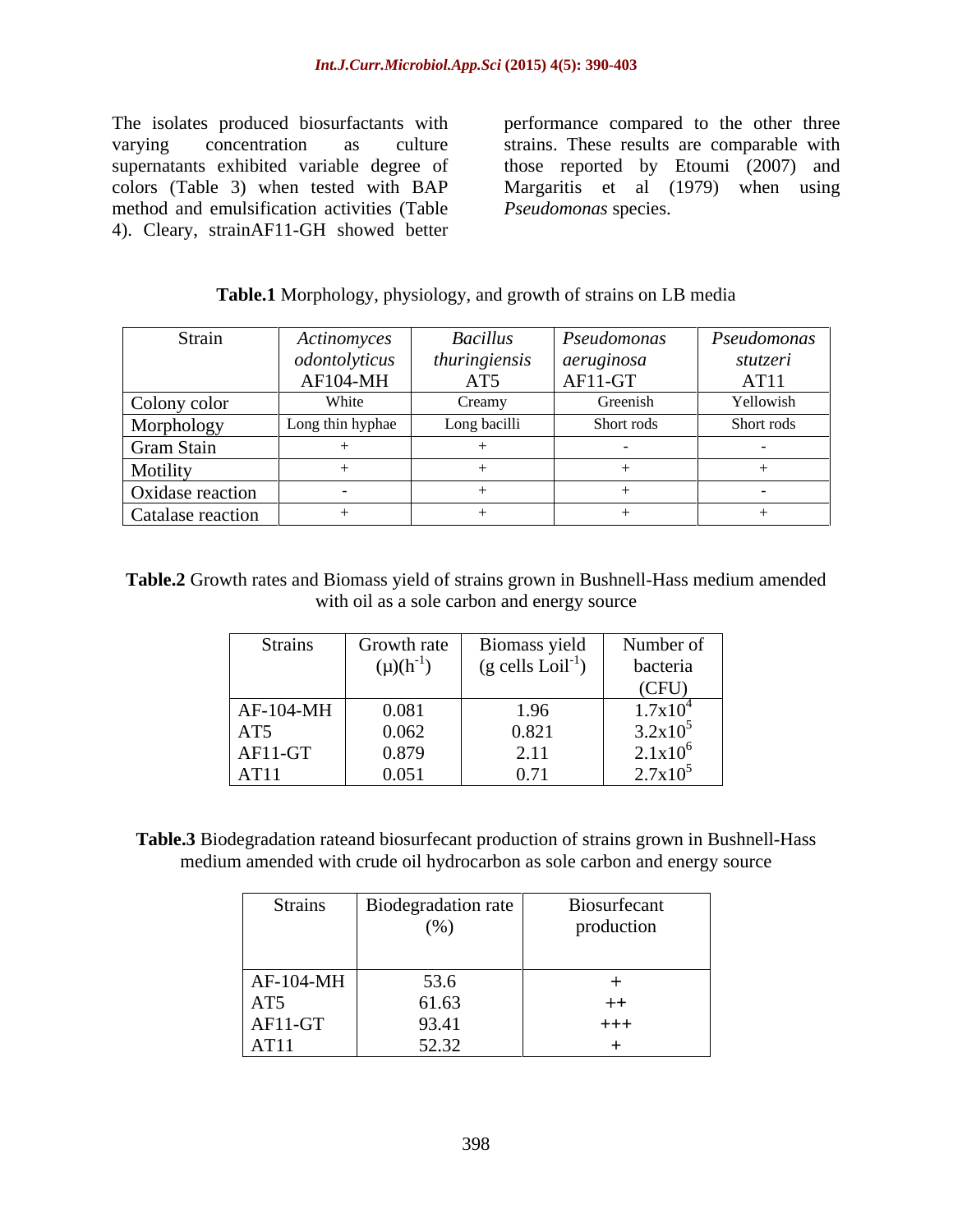The isolates produced biosurfactants with varying concentration as culture supernatants exhibited variable degree of colors (Table 3) when tested with BAP method and emulsification activities (Table 4). Cleary, strainAF11-GH showed better performance compared to the other three strains. These results are comparable with those reported by Etoumi (2007) and Margaritis et al (1979) when using *Pseudomonas* species.

**Table.1** Morphology, physiology, and growth of strains on LB media

| Strain | *Actinomyces odontolyticus* AF104-MH | *Bacillus thuringiensis* AT5 | *Pseudomonas aeruginosa* AF11-GT | *Pseudomonas stutzeri* AT11 |
|---|---|---|---|---|
| Colony color | White | Creamy | Greenish | Yellowish |
| Morphology | Long thin hyphae | Long bacilli | Short rods | Short rods |
| Gram Stain | + | + | - | - |
| Motility | + | + | + | + |
| Oxidase reaction | - | + | + | - |
| Catalase reaction | + | + | + | + |

**Table.2** Growth rates and Biomass yield of strains grown in Bushnell-Hass medium amended with oil as a sole carbon and energy source

| Strains | Growth rate $(\mu)(h^{-1})$ | Biomass yield (g cells $Loil^{-1}$) | Number of bacteria (CFU) |
|---|---|---|---|
| AF-104-MH | 0.081 | 1.96 | $1.7x10^4$ |
| AT5 | 0.062 | 0.821 | $3.2x10^5$ |
| AF11-GT | 0.879 | 2.11 | $2.1x10^6$ |
| AT11 | 0.051 | 0.71 | $2.7x10^5$ |

**Table.3** Biodegradation rateand biosurfecant production of strains grown in Bushnell-Hass medium amended with crude oil hydrocarbon as sole carbon and energy source

| Strains | Biodegradation rate (%) | Biosurfecant production |
|---|---|---|
| AF-104-MH | 53.6 | + |
| AT5 | 61.63 | ++ |
| AF11-GT | 93.41 | +++ |
| AT11 | 52.32 | + |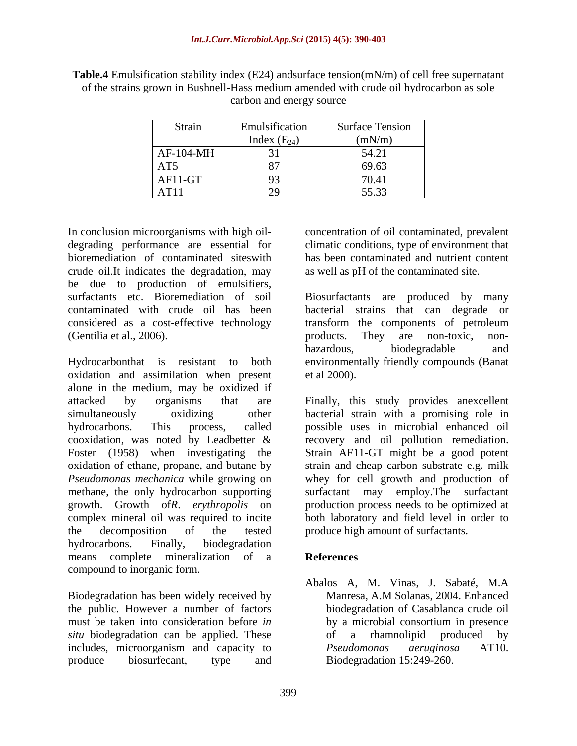**Table.4** Emulsification stability index (E24) andsurface tension(mN/m) of cell free supernatant of the strains grown in Bushnell-Hass medium amended with crude oil hydrocarbon as sole carbon and energy source

| Strain | Emulsification Index ($E_{24}$) | Surface Tension (mN/m) |
|---|---|---|
| AF-104-MH | 31 | 54.21 |
| AT5 | 87 | 69.63 |
| AF11-GT | 93 | 70.41 |
| AT11 | 29 | 55.33 |

In conclusion microorganisms with high oil-degrading performance are essential for bioremediation of contaminated siteswith crude oil.It indicates the degradation, may be due to production of emulsifiers, surfactants etc. Bioremediation of soil contaminated with crude oil has been considered as a cost-effective technology (Gentilia et al., 2006).

Hydrocarbonthat is resistant to both oxidation and assimilation when present alone in the medium, may be oxidized if attacked by organisms that are simultaneously oxidizing other hydrocarbons. This process, called cooxidation, was noted by Leadbetter & Foster (1958) when investigating the oxidation of ethane, propane, and butane by *Pseudomonas mechanica* while growing on methane, the only hydrocarbon supporting growth. Growth of*R. erythropolis* on complex mineral oil was required to incite the decomposition of the tested hydrocarbons. Finally, biodegradation means complete mineralization of a compound to inorganic form.

Biodegradation has been widely received by the public. However a number of factors must be taken into consideration before *in situ* biodegradation can be applied. These includes, microorganism and capacity to produce biosurfecant, type and concentration of oil contaminated, prevalent climatic conditions, type of environment that has been contaminated and nutrient content as well as pH of the contaminated site.

Biosurfactants are produced by many bacterial strains that can degrade or transform the components of petroleum products. They are non-toxic, non-hazardous, biodegradable and environmentally friendly compounds (Banat et al 2000).

Finally, this study provides anexcellent bacterial strain with a promising role in possible uses in microbial enhanced oil recovery and oil pollution remediation. Strain AF11-GT might be a good potent strain and cheap carbon substrate e.g. milk whey for cell growth and production of surfactant may employ.The surfactant production process needs to be optimized at both laboratory and field level in order to produce high amount of surfactants.

## References

Abalos A, M. Vinas, J. Sabaté, M.A Manresa, A.M Solanas, 2004. Enhanced biodegradation of Casablanca crude oil by a microbial consortium in presence of a rhamnolipid produced by *Pseudomonas aeruginosa* AT10. Biodegradation 15:249-260.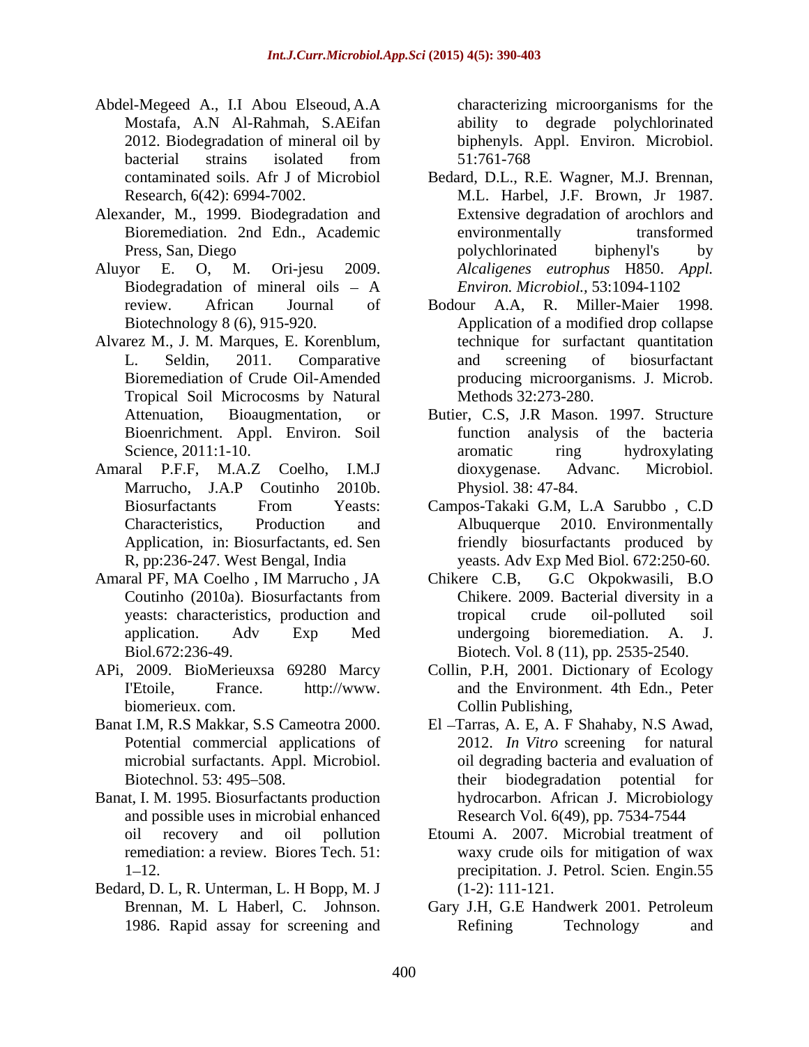Abdel-Megeed A., I.I Abou Elseoud, A.A Mostafa, A.N Al-Rahmah, S.AEifan 2012. Biodegradation of mineral oil by bacterial strains isolated from contaminated soils. Afr J of Microbiol Research, 6(42): 6994-7002.

Alexander, M., 1999. Biodegradation and Bioremediation. 2nd Edn., Academic Press, San, Diego

Aluyor E. O, M. Ori-jesu 2009. Biodegradation of mineral oils – A review. African Journal of Biotechnology 8 (6), 915-920.

Alvarez M., J. M. Marques, E. Korenblum, L. Seldin, 2011. Comparative Bioremediation of Crude Oil-Amended Tropical Soil Microcosms by Natural Attenuation, Bioaugmentation, or Bioenrichment. Appl. Environ. Soil Science, 2011:1-10.

Amaral P.F.F, M.A.Z Coelho, I.M.J Marrucho, J.A.P Coutinho 2010b. Biosurfactants From Yeasts: Characteristics, Production and Application, in: Biosurfactants, ed. Sen R, pp:236-247. West Bengal, India

Amaral PF, MA Coelho , IM Marrucho , JA Coutinho (2010a). Biosurfactants from yeasts: characteristics, production and application. Adv Exp Med Biol.672:236-49.

APi, 2009. BioMerieuxsa 69280 Marcy I'Etoile, France. http://www. biomerieux. com.

Banat I.M, R.S Makkar, S.S Cameotra 2000. Potential commercial applications of microbial surfactants. Appl. Microbiol. Biotechnol. 53: 495–508.

Banat, I. M. 1995. Biosurfactants production and possible uses in microbial enhanced oil recovery and oil pollution remediation: a review. Biores Tech. 51: 1–12.

Bedard, D. L, R. Unterman, L. H Bopp, M. J Brennan, M. L Haberl, C. Johnson. 1986. Rapid assay for screening and characterizing microorganisms for the ability to degrade polychlorinated biphenyls. Appl. Environ. Microbiol. 51:761-768

Bedard, D.L., R.E. Wagner, M.J. Brennan, M.L. Harbel, J.F. Brown, Jr 1987. Extensive degradation of arochlors and environmentally transformed polychlorinated biphenyl's by *Alcaligenes eutrophus* H850. *Appl. Environ. Microbiol.*, 53:1094-1102

Bodour A.A, R. Miller-Maier 1998. Application of a modified drop collapse technique for surfactant quantitation and screening of biosurfactant producing microorganisms. J. Microb. Methods 32:273-280.

Butier, C.S, J.R Mason. 1997. Structure function analysis of the bacteria aromatic ring hydroxylating dioxygenase. Advanc. Microbiol. Physiol. 38: 47-84.

Campos-Takaki G.M, L.A Sarubbo , C.D Albuquerque 2010. Environmentally friendly biosurfactants produced by yeasts. Adv Exp Med Biol. 672:250-60.

Chikere C.B, G.C Okpokwasili, B.O Chikere. 2009. Bacterial diversity in a tropical crude oil-polluted soil undergoing bioremediation. A. J. Biotech. Vol. 8 (11), pp. 2535-2540.

Collin, P.H, 2001. Dictionary of Ecology and the Environment. 4th Edn., Peter Collin Publishing,

El –Tarras, A. E, A. F Shahaby, N.S Awad, 2012. *In Vitro* screening for natural oil degrading bacteria and evaluation of their biodegradation potential for hydrocarbon. African J. Microbiology Research Vol. 6(49), pp. 7534-7544

Etoumi A. 2007. Microbial treatment of waxy crude oils for mitigation of wax precipitation. J. Petrol. Scien. Engin.55 (1-2): 111-121.

Gary J.H, G.E Handwerk 2001. Petroleum Refining Technology and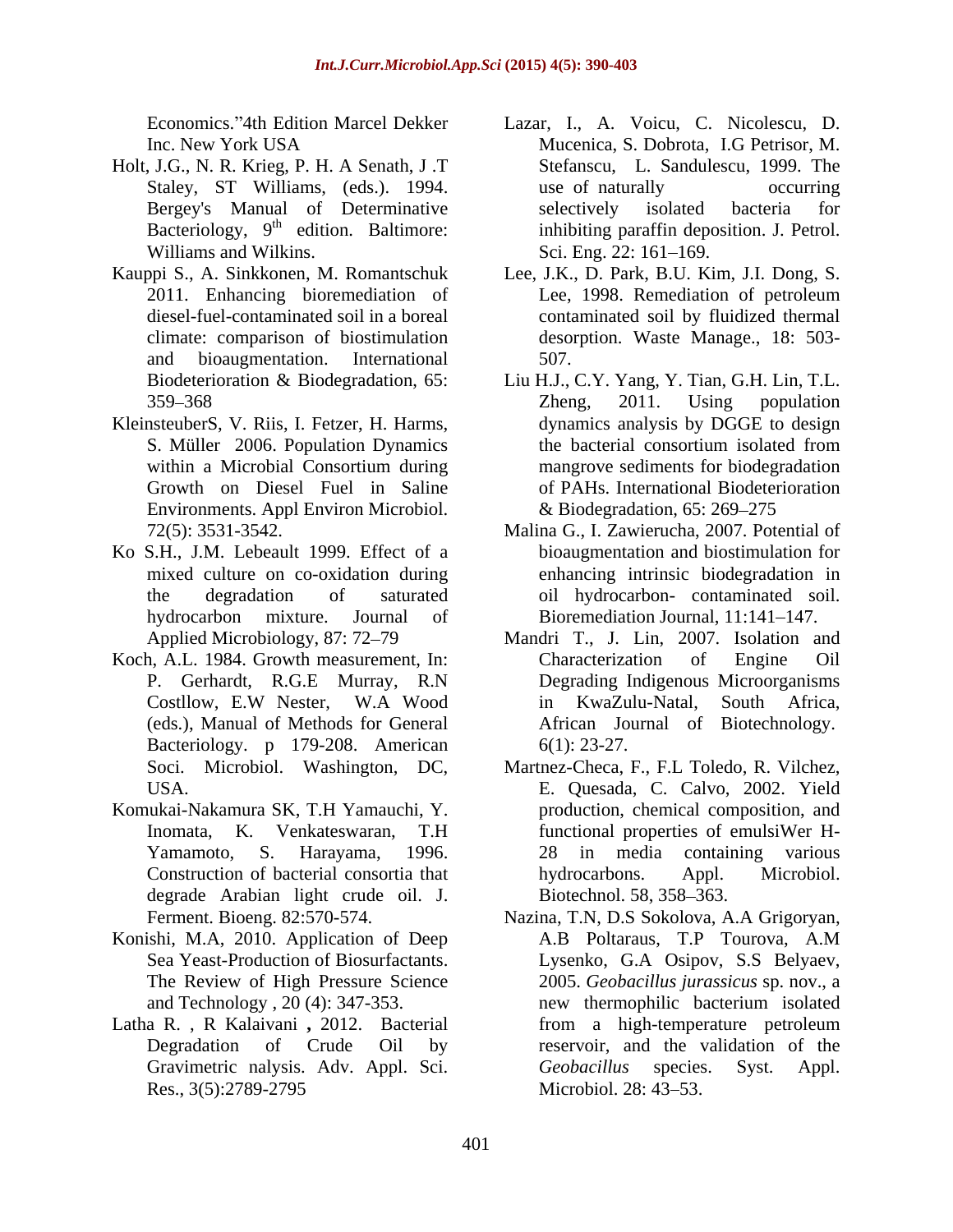Economics."4th Edition Marcel Dekker Inc. New York USA

Holt, J.G., N. R. Krieg, P. H. A Senath, J .T Staley, ST Williams, (eds.). 1994. Bergey's Manual of Determinative Bacteriology, 9th edition. Baltimore: Williams and Wilkins.

Kauppi S., A. Sinkkonen, M. Romantschuk 2011. Enhancing bioremediation of diesel-fuel-contaminated soil in a boreal climate: comparison of biostimulation and bioaugmentation. International Biodeterioration & Biodegradation, 65: 359–368

KleinsteuberS, V. Riis, I. Fetzer, H. Harms, S. Müller 2006. Population Dynamics within a Microbial Consortium during Growth on Diesel Fuel in Saline Environments. Appl Environ Microbiol. 72(5): 3531-3542.

Ko S.H., J.M. Lebeault 1999. Effect of a mixed culture on co-oxidation during the degradation of saturated hydrocarbon mixture. Journal of Applied Microbiology, 87: 72–79

Koch, A.L. 1984. Growth measurement, In: P. Gerhardt, R.G.E Murray, R.N Costllow, E.W Nester, W.A Wood (eds.), Manual of Methods for General Bacteriology. p 179-208. American Soci. Microbiol. Washington, DC, USA.

Komukai-Nakamura SK, T.H Yamauchi, Y. Inomata, K. Venkateswaran, T.H Yamamoto, S. Harayama, 1996. Construction of bacterial consortia that degrade Arabian light crude oil. J. Ferment. Bioeng. 82:570-574.

Konishi, M.A, 2010. Application of Deep Sea Yeast-Production of Biosurfactants. The Review of High Pressure Science and Technology , 20 (4): 347-353.

Latha R. , R Kalaivani **,** 2012. Bacterial Degradation of Crude Oil by Gravimetric nalysis. Adv. Appl. Sci. Res., 3(5):2789-2795

Lazar, I., A. Voicu, C. Nicolescu, D. Mucenica, S. Dobrota, I.G Petrisor, M. Stefanscu, L. Sandulescu, 1999. The use of naturally occurring selectively isolated bacteria for inhibiting paraffin deposition. J. Petrol. Sci. Eng. 22: 161–169.

Lee, J.K., D. Park, B.U. Kim, J.I. Dong, S. Lee, 1998. Remediation of petroleum contaminated soil by fluidized thermal desorption. Waste Manage., 18: 503-507.

Liu H.J., C.Y. Yang, Y. Tian, G.H. Lin, T.L. Zheng, 2011. Using population dynamics analysis by DGGE to design the bacterial consortium isolated from mangrove sediments for biodegradation of PAHs. International Biodeterioration & Biodegradation, 65: 269–275

Malina G., I. Zawierucha, 2007. Potential of bioaugmentation and biostimulation for enhancing intrinsic biodegradation in oil hydrocarbon- contaminated soil. Bioremediation Journal, 11:141–147.

Mandri T., J. Lin, 2007. Isolation and Characterization of Engine Oil Degrading Indigenous Microorganisms in KwaZulu-Natal, South Africa, African Journal of Biotechnology. 6(1): 23-27.

Martnez-Checa, F., F.L Toledo, R. Vilchez, E. Quesada, C. Calvo, 2002. Yield production, chemical composition, and functional properties of emulsiWer H-28 in media containing various hydrocarbons. Appl. Microbiol. Biotechnol. 58, 358–363.

Nazina, T.N, D.S Sokolova, A.A Grigoryan, A.B Poltaraus, T.P Tourova, A.M Lysenko, G.A Osipov, S.S Belyaev, 2005. *Geobacillus jurassicus* sp. nov., a new thermophilic bacterium isolated from a high-temperature petroleum reservoir, and the validation of the *Geobacillus* species. Syst. Appl. Microbiol. 28: 43–53.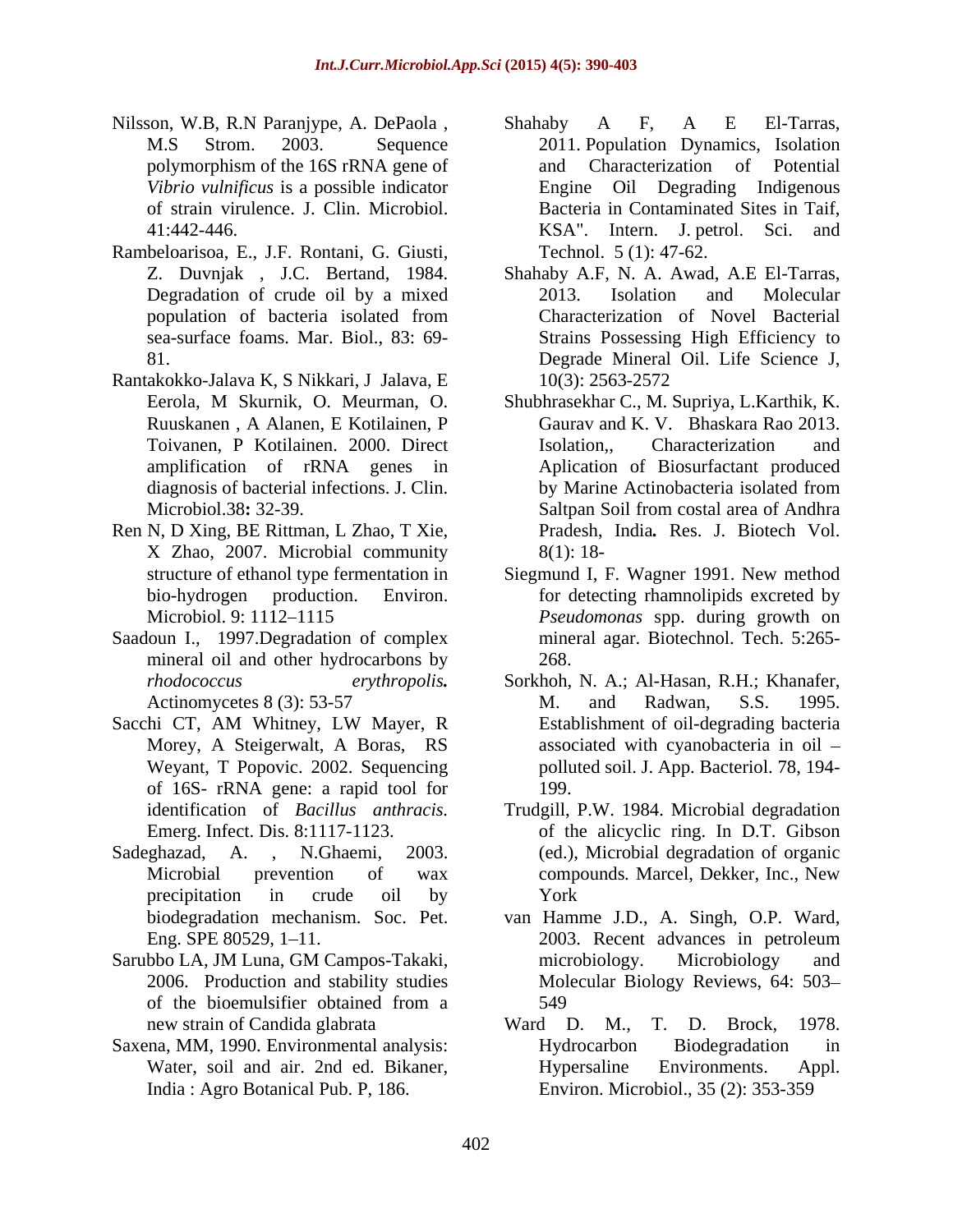Nilsson, W.B, R.N Paranjype, A. DePaola , M.S Strom. 2003. Sequence polymorphism of the 16S rRNA gene of *Vibrio vulnificus* is a possible indicator of strain virulence. J. Clin. Microbiol. 41:442-446.

Rambeloarisoa, E., J.F. Rontani, G. Giusti, Z. Duvnjak , J.C. Bertand, 1984. Degradation of crude oil by a mixed population of bacteria isolated from sea-surface foams. Mar. Biol., 83: 69-81.

Rantakokko-Jalava K, S Nikkari, J Jalava, E Eerola, M Skurnik, O. Meurman, O. Ruuskanen , A Alanen, E Kotilainen, P Toivanen, P Kotilainen. 2000. Direct amplification of rRNA genes in diagnosis of bacterial infections. J. Clin. Microbiol.38**:** 32-39.

Ren N, D Xing, BE Rittman, L Zhao, T Xie, X Zhao, 2007. Microbial community structure of ethanol type fermentation in bio-hydrogen production. Environ. Microbiol. 9: 1112–1115

Saadoun I., 1997.Degradation of complex mineral oil and other hydrocarbons by *rhodococcus erythropolis.* Actinomycetes 8 (3): 53-57

Sacchi CT, AM Whitney, LW Mayer, R Morey, A Steigerwalt, A Boras, RS Weyant, T Popovic. 2002. Sequencing of 16S- rRNA gene: a rapid tool for identification of *Bacillus anthracis.* Emerg. Infect. Dis. 8:1117-1123.

Sadeghazad, A. , N.Ghaemi, 2003. Microbial prevention of wax precipitation in crude oil by biodegradation mechanism. Soc. Pet. Eng. SPE 80529, 1–11.

Sarubbo LA, JM Luna, GM Campos-Takaki, 2006. Production and stability studies of the bioemulsifier obtained from a new strain of Candida glabrata

Saxena, MM, 1990. Environmental analysis: Water, soil and air. 2nd ed. Bikaner, India : Agro Botanical Pub. P, 186.

Shahaby A F, A E El-Tarras, 2011. Population Dynamics, Isolation and Characterization of Potential Engine Oil Degrading Indigenous Bacteria in Contaminated Sites in Taif, KSA". Intern. J. petrol. Sci. and Technol. 5 (1): 47-62.

Shahaby A.F, N. A. Awad, A.E El-Tarras, 2013. Isolation and Molecular Characterization of Novel Bacterial Strains Possessing High Efficiency to Degrade Mineral Oil. Life Science J, 10(3): 2563-2572

Shubhrasekhar C., M. Supriya, L.Karthik, K. Gaurav and K. V. Bhaskara Rao 2013. Isolation,, Characterization and Aplication of Biosurfactant produced by Marine Actinobacteria isolated from Saltpan Soil from costal area of Andhra Pradesh, India**.** Res. J. Biotech Vol. 8(1): 18-

Siegmund I, F. Wagner 1991. New method for detecting rhamnolipids excreted by *Pseudomonas* spp. during growth on mineral agar. Biotechnol. Tech. 5:265-268.

Sorkhoh, N. A.; Al-Hasan, R.H.; Khanafer, M. and Radwan, S.S. 1995. Establishment of oil-degrading bacteria associated with cyanobacteria in oil – polluted soil. J. App. Bacteriol. 78, 194-199.

Trudgill, P.W. 1984. Microbial degradation of the alicyclic ring. In D.T. Gibson (ed.), Microbial degradation of organic compounds*.* Marcel, Dekker, Inc., New York

van Hamme J.D., A. Singh, O.P. Ward, 2003. Recent advances in petroleum microbiology. Microbiology and Molecular Biology Reviews, 64: 503–549

Ward D. M., T. D. Brock, 1978. Hydrocarbon Biodegradation in Hypersaline Environments. Appl. Environ. Microbiol., 35 (2): 353-359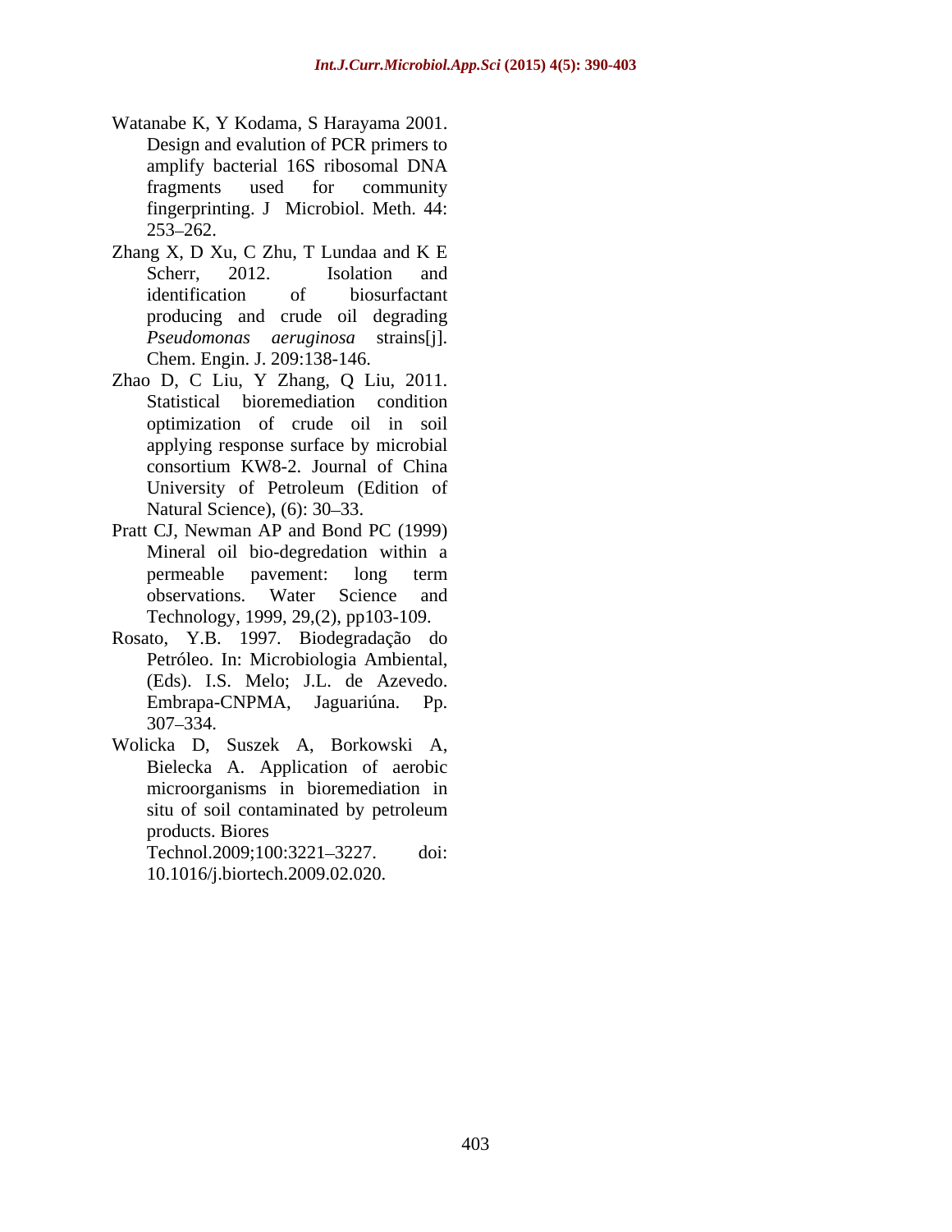Watanabe K, Y Kodama, S Harayama 2001. Design and evalution of PCR primers to amplify bacterial 16S ribosomal DNA fragments used for community fingerprinting. J Microbiol. Meth. 44: 253–262.

Zhang X, D Xu, C Zhu, T Lundaa and K E Scherr, 2012. Isolation and identification of biosurfactant producing and crude oil degrading *Pseudomonas aeruginosa* strains[j]. Chem. Engin. J. 209:138-146.

Zhao D, C Liu, Y Zhang, Q Liu, 2011. Statistical bioremediation condition optimization of crude oil in soil applying response surface by microbial consortium KW8-2. Journal of China University of Petroleum (Edition of Natural Science), (6): 30–33.

Pratt CJ, Newman AP and Bond PC (1999) Mineral oil bio-degredation within a permeable pavement: long term observations. Water Science and Technology, 1999, 29,(2), pp103-109.

Rosato, Y.B. 1997. Biodegradação do Petróleo. In: Microbiologia Ambiental, (Eds). I.S. Melo; J.L. de Azevedo. Embrapa-CNPMA, Jaguariúna. Pp. 307–334.

Wolicka D, Suszek A, Borkowski A, Bielecka A. Application of aerobic microorganisms in bioremediation in situ of soil contaminated by petroleum products. Biores Technol.2009;100:3221–3227. doi: 10.1016/j.biortech.2009.02.020.